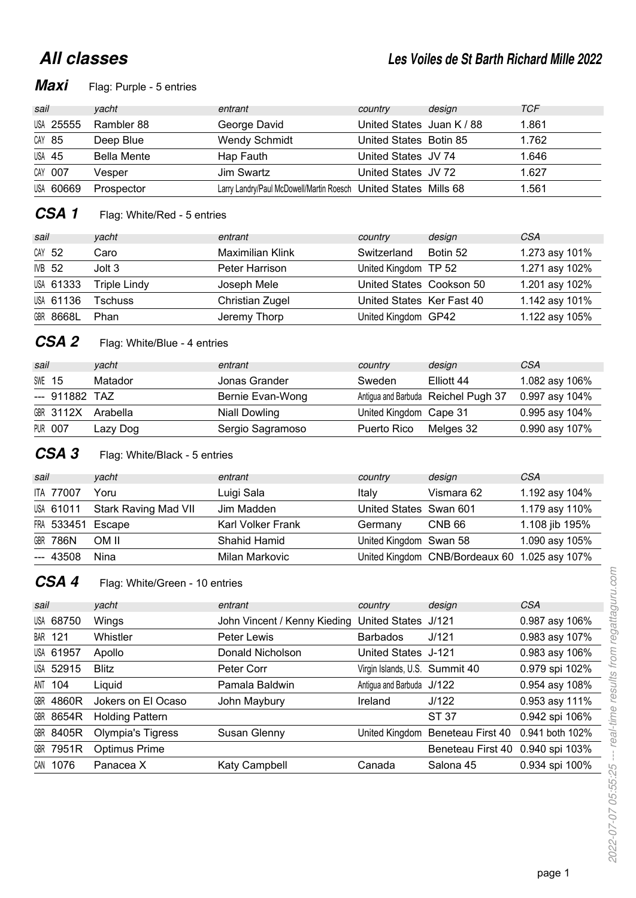# All classes

## Les Voiles de St Barth Richard Mille 2022

### Maxi

Flag: Purple - 5 entries

| sail | yacht | entrant | country | design | TCF |
|---|---|---|---|---|---|
| USA 25555 | Rambler 88 | George David | United States | Juan K / 88 | 1.861 |
| CAY 85 | Deep Blue | Wendy Schmidt | United States | Botin 85 | 1.762 |
| USA 45 | Bella Mente | Hap Fauth | United States | JV 74 | 1.646 |
| CAY 007 | Vesper | Jim Swartz | United States | JV 72 | 1.627 |
| USA 60669 | Prospector | Larry Landry/Paul McDowell/Martin Roesch | United States | Mills 68 | 1.561 |

### CSA 1

Flag: White/Red - 5 entries

| sail | yacht | entrant | country | design | CSA |
|---|---|---|---|---|---|
| CAY 52 | Caro | Maximilian Klink | Switzerland | Botin 52 | 1.273 asy 101% |
| IVB 52 | Jolt 3 | Peter Harrison | United Kingdom | TP 52 | 1.271 asy 102% |
| USA 61333 | Triple Lindy | Joseph Mele | United States | Cookson 50 | 1.201 asy 102% |
| USA 61136 | Tschuss | Christian Zugel | United States | Ker Fast 40 | 1.142 asy 101% |
| GBR 8668L | Phan | Jeremy Thorp | United Kingdom | GP42 | 1.122 asy 105% |

### CSA 2

Flag: White/Blue - 4 entries

| sail | yacht | entrant | country | design | CSA |
|---|---|---|---|---|---|
| SWE 15 | Matador | Jonas Grander | Sweden | Elliott 44 | 1.082 asy 106% |
| --- 911882 | TAZ | Bernie Evan-Wong | Antigua and Barbuda | Reichel Pugh 37 | 0.997 asy 104% |
| GBR 3112X | Arabella | Niall Dowling | United Kingdom | Cape 31 | 0.995 asy 104% |
| PUR 007 | Lazy Dog | Sergio Sagramoso | Puerto Rico | Melges 32 | 0.990 asy 107% |

### CSA 3

Flag: White/Black - 5 entries

| sail | yacht | entrant | country | design | CSA |
|---|---|---|---|---|---|
| ITA 77007 | Yoru | Luigi Sala | Italy | Vismara 62 | 1.192 asy 104% |
| USA 61011 | Stark Raving Mad VII | Jim Madden | United States | Swan 601 | 1.179 asy 110% |
| FRA 533451 | Escape | Karl Volker Frank | Germany | CNB 66 | 1.108 jib 195% |
| GBR 786N | OM II | Shahid Hamid | United Kingdom | Swan 58 | 1.090 asy 105% |
| --- 43508 | Nina | Milan Markovic | United Kingdom | CNB/Bordeaux 60 | 1.025 asy 107% |

### CSA 4

Flag: White/Green - 10 entries

| sail | yacht | entrant | country | design | CSA |
|---|---|---|---|---|---|
| USA 68750 | Wings | John Vincent / Kenny Kieding | United States | J/121 | 0.987 asy 106% |
| BAR 121 | Whistler | Peter Lewis | Barbados | J/121 | 0.983 asy 107% |
| USA 61957 | Apollo | Donald Nicholson | United States | J-121 | 0.983 asy 106% |
| USA 52915 | Blitz | Peter Corr | Virgin Islands, U.S. | Summit 40 | 0.979 spi 102% |
| ANT 104 | Liquid | Pamala Baldwin | Antigua and Barbuda | J/122 | 0.954 asy 108% |
| GBR 4860R | Jokers on El Ocaso | John Maybury | Ireland | J/122 | 0.953 asy 111% |
| GBR 8654R | Holding Pattern | | | ST 37 | 0.942 spi 106% |
| GBR 8405R | Olympia's Tigress | Susan Glenny | United Kingdom | Beneteau First 40 | 0.941 both 102% |
| GBR 7951R | Optimus Prime | | | Beneteau First 40 | 0.940 spi 103% |
| CAN 1076 | Panacea X | Katy Campbell | Canada | Salona 45 | 0.934 spi 100% |

2022-07-07 05:55:25 --- real-time results from regattaguru.com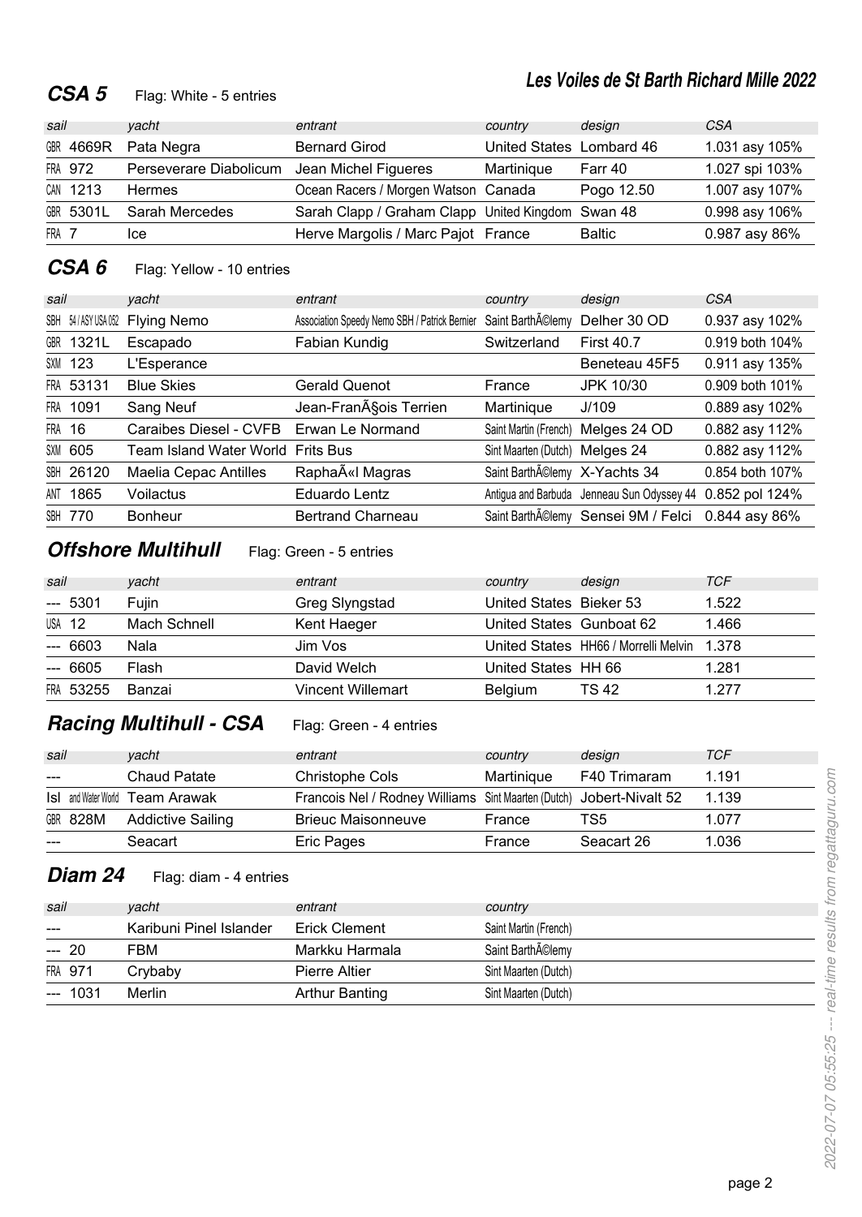## CSA 5 Flag: White - 5 entries

| sail | yacht | entrant | country | design | CSA |
|---|---|---|---|---|---|
| GBR 4669R | Pata Negra | Bernard Girod | United States | Lombard 46 | 1.031 asy 105% |
| FRA 972 | Perseverare Diabolicum | Jean Michel Figueres | Martinique | Farr 40 | 1.027 spi 103% |
| CAN 1213 | Hermes | Ocean Racers / Morgen Watson | Canada | Pogo 12.50 | 1.007 asy 107% |
| GBR 5301L | Sarah Mercedes | Sarah Clapp / Graham Clapp | United Kingdom | Swan 48 | 0.998 asy 106% |
| FRA 7 | Ice | Herve Margolis / Marc Pajot | France | Baltic | 0.987 asy 86% |

## CSA 6 Flag: Yellow - 10 entries

| sail | yacht | entrant | country | design | CSA |
|---|---|---|---|---|---|
| SBH 54 / ASY USA 052 | Flying Nemo | Association Speedy Nemo SBH / Patrick Bernier | Saint BarthÃ©lemy | Delher 30 OD | 0.937 asy 102% |
| GBR 1321L | Escapado | Fabian Kundig | Switzerland | First 40.7 | 0.919 both 104% |
| SXM 123 | L'Esperance | | | Beneteau 45F5 | 0.911 asy 135% |
| FRA 53131 | Blue Skies | Gerald Quenot | France | JPK 10/30 | 0.909 both 101% |
| FRA 1091 | Sang Neuf | Jean-FranÃ§ois Terrien | Martinique | J/109 | 0.889 asy 102% |
| FRA 16 | Caraibes Diesel - CVFB | Erwan Le Normand | Saint Martin (French) | Melges 24 OD | 0.882 asy 112% |
| SXM 605 | Team Island Water World | Frits Bus | Sint Maarten (Dutch) | Melges 24 | 0.882 asy 112% |
| SBH 26120 | Maelia Cepac Antilles | RaphaÃ«l Magras | Saint BarthÃ©lemy | X-Yachts 34 | 0.854 both 107% |
| ANT 1865 | Voilactus | Eduardo Lentz | Antigua and Barbuda | Jenneau Sun Odyssey 44 | 0.852 pol 124% |
| SBH 770 | Bonheur | Bertrand Charneau | Saint BarthÃ©lemy | Sensei 9M / Felci | 0.844 asy 86% |

## Offshore Multihull Flag: Green - 5 entries

| sail | yacht | entrant | country | design | TCF |
|---|---|---|---|---|---|
| --- 5301 | Fujin | Greg Slyngstad | United States | Bieker 53 | 1.522 |
| USA 12 | Mach Schnell | Kent Haeger | United States | Gunboat 62 | 1.466 |
| --- 6603 | Nala | Jim Vos | United States | HH66 / Morrelli Melvin | 1.378 |
| --- 6605 | Flash | David Welch | United States | HH 66 | 1.281 |
| FRA 53255 | Banzai | Vincent Willemart | Belgium | TS 42 | 1.277 |

## Racing Multihull - CSA Flag: Green - 4 entries

| sail | yacht | entrant | country | design | TCF |
|---|---|---|---|---|---|
| --- | Chaud Patate | Christophe Cols | Martinique | F40 Trimaram | 1.191 |
| Isl and Water World | Team Arawak | Francois Nel / Rodney Williams | Sint Maarten (Dutch) | Jobert-Nivalt 52 | 1.139 |
| GBR 828M | Addictive Sailing | Brieuc Maisonneuve | France | TS5 | 1.077 |
| --- | Seacart | Eric Pages | France | Seacart 26 | 1.036 |

## Diam 24 Flag: diam - 4 entries

| sail | yacht | entrant | country |
|---|---|---|---|
| --- | Karibuni Pinel Islander | Erick Clement | Saint Martin (French) |
| --- 20 | FBM | Markku Harmala | Saint BarthÃ©lemy |
| FRA 971 | Crybaby | Pierre Altier | Sint Maarten (Dutch) |
| --- 1031 | Merlin | Arthur Banting | Sint Maarten (Dutch) |